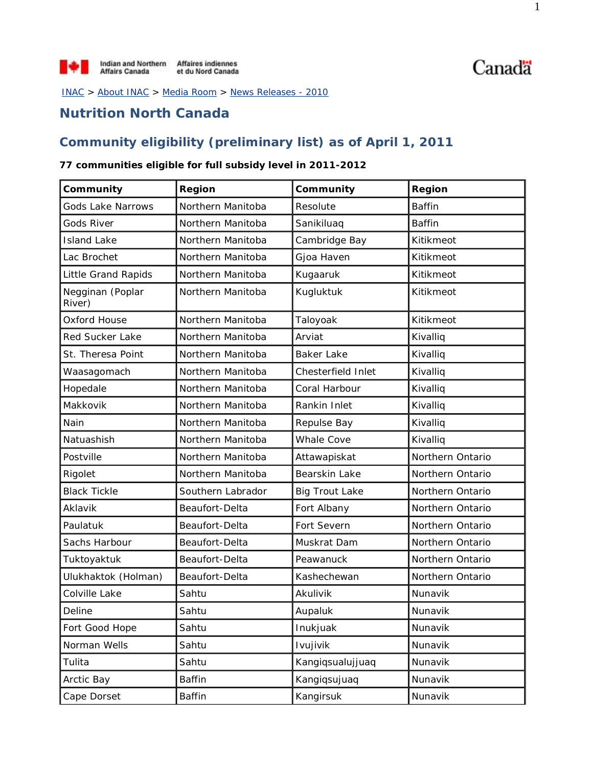Indian and Northern Affairs Canada / Affaires indiennes et du Nord Canada

INAC > About INAC > Media Room > News Releases - 2010

# Nutrition North Canada

## Community eligibility (preliminary list) as of April 1, 2011

**77 communities eligible for full subsidy level in 2011-2012**

| Community | Region | Community | Region |
|---|---|---|---|
| Gods Lake Narrows | Northern Manitoba | Resolute | Baffin |
| Gods River | Northern Manitoba | Sanikiluaq | Baffin |
| Island Lake | Northern Manitoba | Cambridge Bay | Kitikmeot |
| Lac Brochet | Northern Manitoba | Gjoa Haven | Kitikmeot |
| Little Grand Rapids | Northern Manitoba | Kugaaruk | Kitikmeot |
| Negginan (Poplar River) | Northern Manitoba | Kugluktuk | Kitikmeot |
| Oxford House | Northern Manitoba | Taloyoak | Kitikmeot |
| Red Sucker Lake | Northern Manitoba | Arviat | Kivalliq |
| St. Theresa Point | Northern Manitoba | Baker Lake | Kivalliq |
| Waasagomach | Northern Manitoba | Chesterfield Inlet | Kivalliq |
| Hopedale | Northern Manitoba | Coral Harbour | Kivalliq |
| Makkovik | Northern Manitoba | Rankin Inlet | Kivalliq |
| Nain | Northern Manitoba | Repulse Bay | Kivalliq |
| Natuashish | Northern Manitoba | Whale Cove | Kivalliq |
| Postville | Northern Manitoba | Attawapiskat | Northern Ontario |
| Rigolet | Northern Manitoba | Bearskin Lake | Northern Ontario |
| Black Tickle | Southern Labrador | Big Trout Lake | Northern Ontario |
| Aklavik | Beaufort-Delta | Fort Albany | Northern Ontario |
| Paulatuk | Beaufort-Delta | Fort Severn | Northern Ontario |
| Sachs Harbour | Beaufort-Delta | Muskrat Dam | Northern Ontario |
| Tuktoyaktuk | Beaufort-Delta | Peawanuck | Northern Ontario |
| Ulukhaktok (Holman) | Beaufort-Delta | Kashechewan | Northern Ontario |
| Colville Lake | Sahtu | Akulivik | Nunavik |
| Deline | Sahtu | Aupaluk | Nunavik |
| Fort Good Hope | Sahtu | Inukjuak | Nunavik |
| Norman Wells | Sahtu | Ivujivik | Nunavik |
| Tulita | Sahtu | Kangiqsualujjuaq | Nunavik |
| Arctic Bay | Baffin | Kangiqsujuaq | Nunavik |
| Cape Dorset | Baffin | Kangirsuk | Nunavik |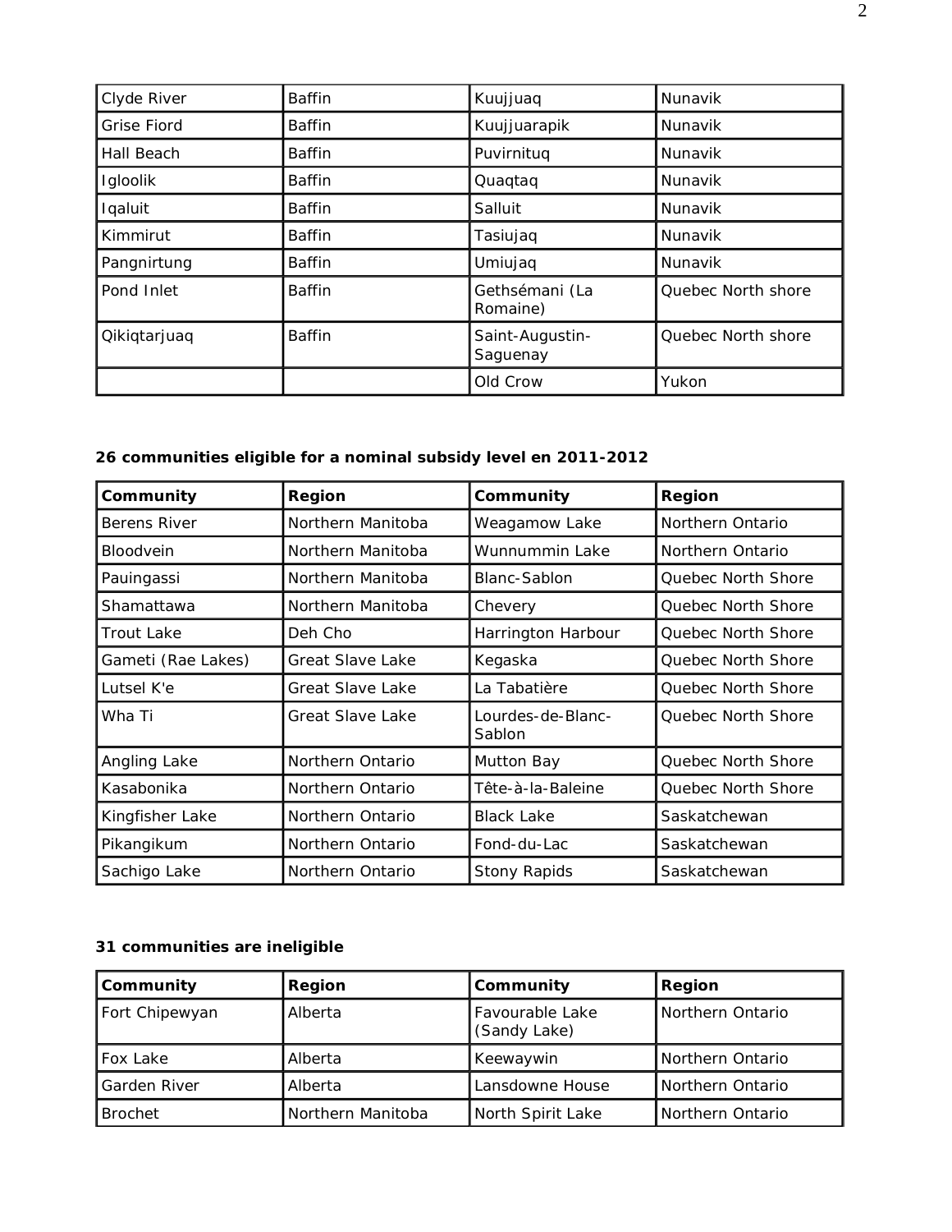| Clyde River | Baffin | Kuujjuaq | Nunavik |
|---|---|---|---|
| Grise Fiord | Baffin | Kuujjuarapik | Nunavik |
| Hall Beach | Baffin | Puvirnituq | Nunavik |
| Igloolik | Baffin | Quaqtaq | Nunavik |
| Iqaluit | Baffin | Salluit | Nunavik |
| Kimmirut | Baffin | Tasiujaq | Nunavik |
| Pangnirtung | Baffin | Umiujaq | Nunavik |
| Pond Inlet | Baffin | Gethsémani (La Romaine) | Quebec North shore |
| Qikiqtarjuaq | Baffin | Saint-Augustin-Saguenay | Quebec North shore |
| | | Old Crow | Yukon |

**26 communities eligible for a nominal subsidy level en 2011-2012**

| Community | Region | Community | Region |
|---|---|---|---|
| Berens River | Northern Manitoba | Weagamow Lake | Northern Ontario |
| Bloodvein | Northern Manitoba | Wunnummin Lake | Northern Ontario |
| Pauingassi | Northern Manitoba | Blanc-Sablon | Quebec North Shore |
| Shamattawa | Northern Manitoba | Chevery | Quebec North Shore |
| Trout Lake | Deh Cho | Harrington Harbour | Quebec North Shore |
| Gameti (Rae Lakes) | Great Slave Lake | Kegaska | Quebec North Shore |
| Lutsel K'e | Great Slave Lake | La Tabatière | Quebec North Shore |
| Wha Ti | Great Slave Lake | Lourdes-de-Blanc-Sablon | Quebec North Shore |
| Angling Lake | Northern Ontario | Mutton Bay | Quebec North Shore |
| Kasabonika | Northern Ontario | Tête-à-la-Baleine | Quebec North Shore |
| Kingfisher Lake | Northern Ontario | Black Lake | Saskatchewan |
| Pikangikum | Northern Ontario | Fond-du-Lac | Saskatchewan |
| Sachigo Lake | Northern Ontario | Stony Rapids | Saskatchewan |

**31 communities are ineligible**

| Community | Region | Community | Region |
|---|---|---|---|
| Fort Chipewyan | Alberta | Favourable Lake (Sandy Lake) | Northern Ontario |
| Fox Lake | Alberta | Keewaywin | Northern Ontario |
| Garden River | Alberta | Lansdowne House | Northern Ontario |
| Brochet | Northern Manitoba | North Spirit Lake | Northern Ontario |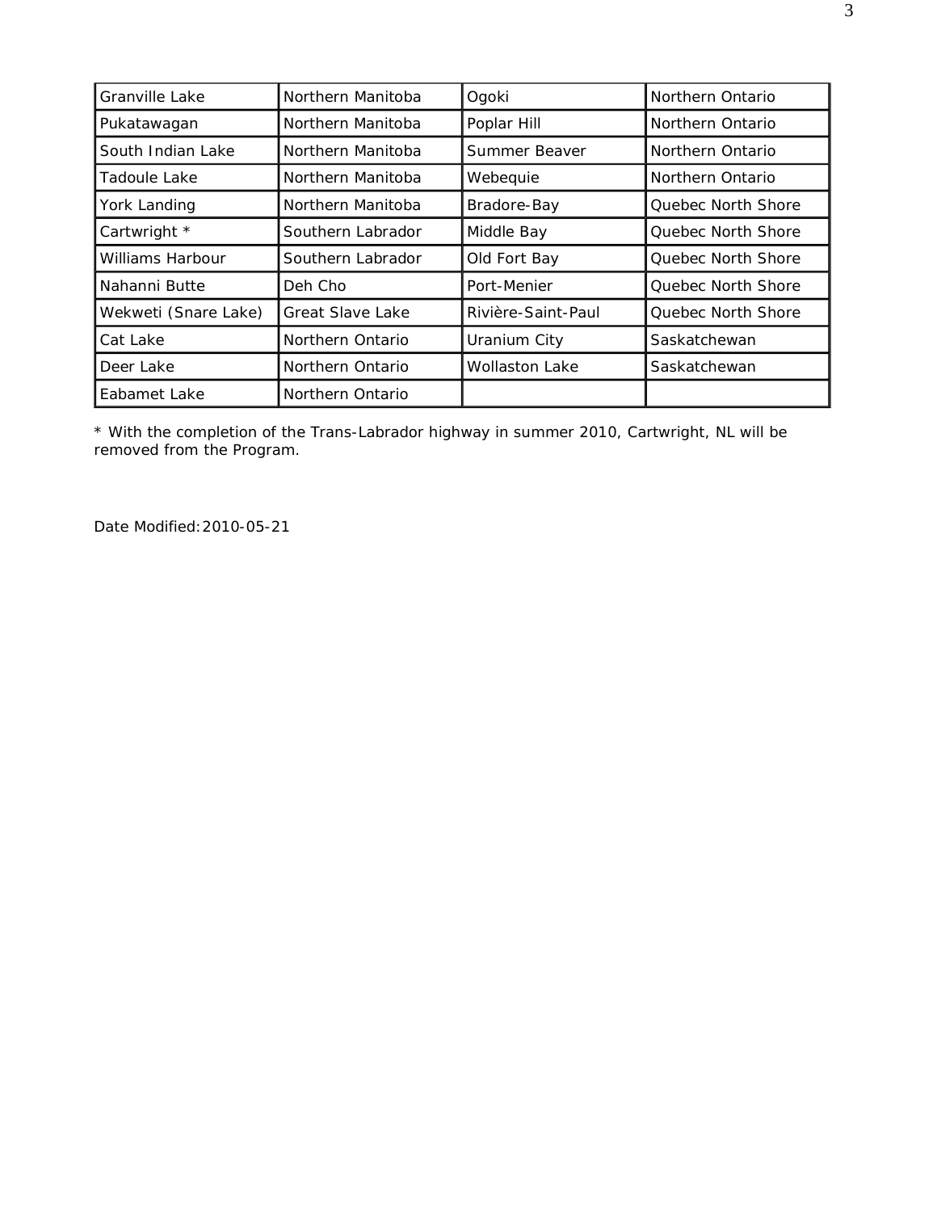| | | | |
|---|---|---|---|
| Granville Lake | Northern Manitoba | Ogoki | Northern Ontario |
| Pukatawagan | Northern Manitoba | Poplar Hill | Northern Ontario |
| South Indian Lake | Northern Manitoba | Summer Beaver | Northern Ontario |
| Tadoule Lake | Northern Manitoba | Webequie | Northern Ontario |
| York Landing | Northern Manitoba | Bradore-Bay | Quebec North Shore |
| Cartwright * | Southern Labrador | Middle Bay | Quebec North Shore |
| Williams Harbour | Southern Labrador | Old Fort Bay | Quebec North Shore |
| Nahanni Butte | Deh Cho | Port-Menier | Quebec North Shore |
| Wekweti (Snare Lake) | Great Slave Lake | Rivière-Saint-Paul | Quebec North Shore |
| Cat Lake | Northern Ontario | Uranium City | Saskatchewan |
| Deer Lake | Northern Ontario | Wollaston Lake | Saskatchewan |
| Eabamet Lake | Northern Ontario | | |

* With the completion of the Trans-Labrador highway in summer 2010, Cartwright, NL will be removed from the Program.

Date Modified: 2010-05-21